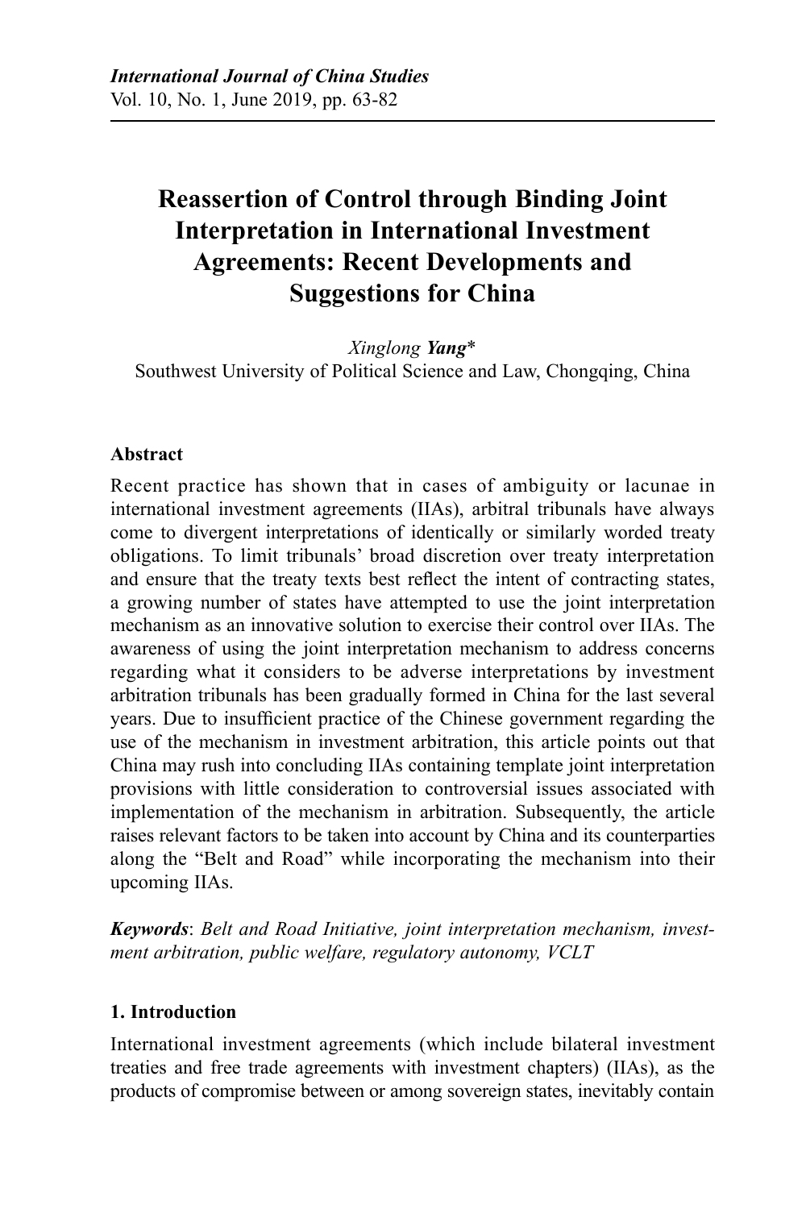# Reassertion of Control through Binding Joint Interpretation in International Investment Agreements: Recent Developments and Suggestions for China

*Xinglong* ***Yang****
Southwest University of Political Science and Law, Chongqing, China

## Abstract

Recent practice has shown that in cases of ambiguity or lacunae in international investment agreements (IIAs), arbitral tribunals have always come to divergent interpretations of identically or similarly worded treaty obligations. To limit tribunals' broad discretion over treaty interpretation and ensure that the treaty texts best reflect the intent of contracting states, a growing number of states have attempted to use the joint interpretation mechanism as an innovative solution to exercise their control over IIAs. The awareness of using the joint interpretation mechanism to address concerns regarding what it considers to be adverse interpretations by investment arbitration tribunals has been gradually formed in China for the last several years. Due to insufficient practice of the Chinese government regarding the use of the mechanism in investment arbitration, this article points out that China may rush into concluding IIAs containing template joint interpretation provisions with little consideration to controversial issues associated with implementation of the mechanism in arbitration. Subsequently, the article raises relevant factors to be taken into account by China and its counterparties along the "Belt and Road" while incorporating the mechanism into their upcoming IIAs.

***Keywords***: *Belt and Road Initiative, joint interpretation mechanism, investment arbitration, public welfare, regulatory autonomy, VCLT*

## 1. Introduction

International investment agreements (which include bilateral investment treaties and free trade agreements with investment chapters) (IIAs), as the products of compromise between or among sovereign states, inevitably contain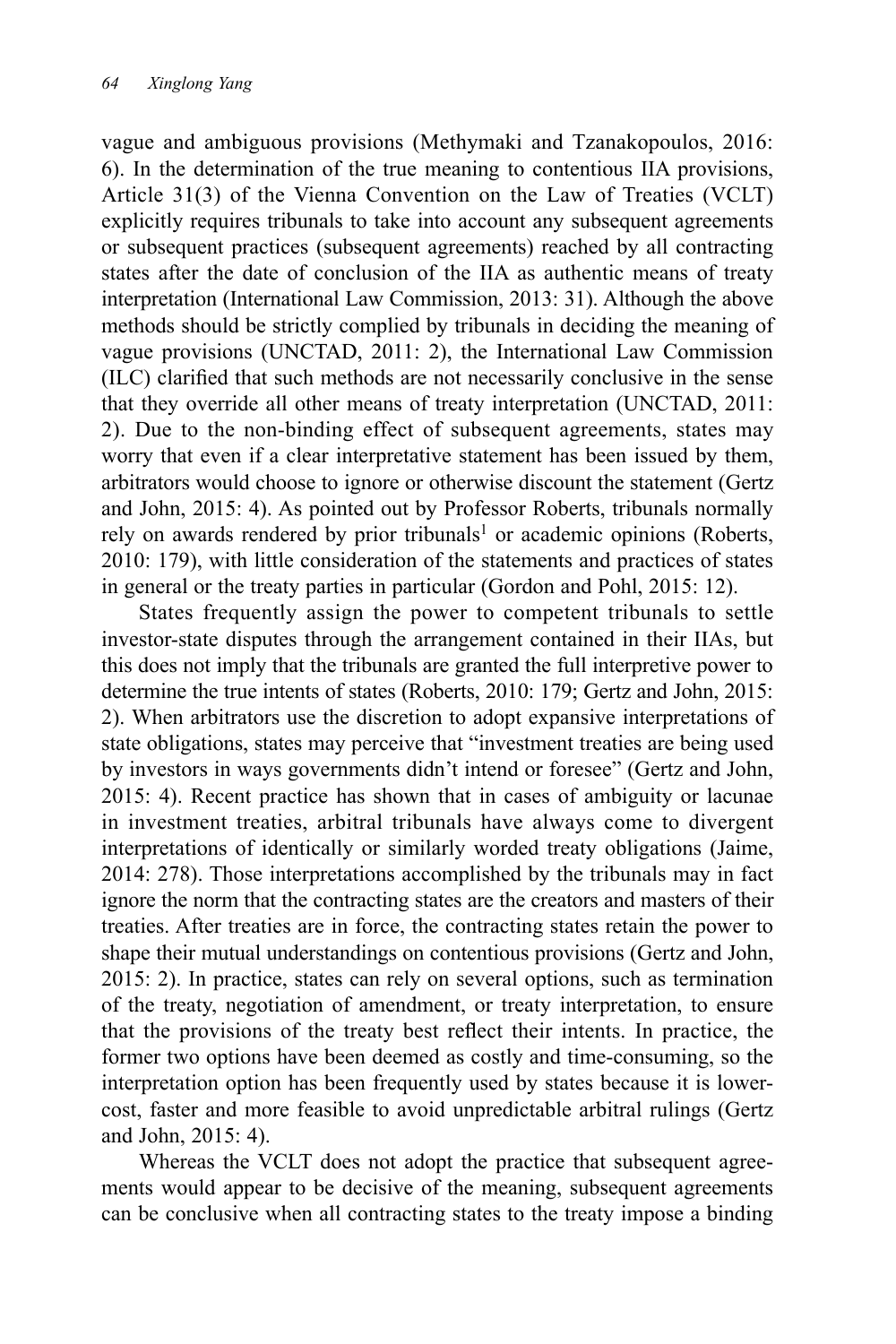vague and ambiguous provisions (Methymaki and Tzanakopoulos, 2016: 6). In the determination of the true meaning to contentious IIA provisions, Article 31(3) of the Vienna Convention on the Law of Treaties (VCLT) explicitly requires tribunals to take into account any subsequent agreements or subsequent practices (subsequent agreements) reached by all contracting states after the date of conclusion of the IIA as authentic means of treaty interpretation (International Law Commission, 2013: 31). Although the above methods should be strictly complied by tribunals in deciding the meaning of vague provisions (UNCTAD, 2011: 2), the International Law Commission (ILC) clarified that such methods are not necessarily conclusive in the sense that they override all other means of treaty interpretation (UNCTAD, 2011: 2). Due to the non-binding effect of subsequent agreements, states may worry that even if a clear interpretative statement has been issued by them, arbitrators would choose to ignore or otherwise discount the statement (Gertz and John, 2015: 4). As pointed out by Professor Roberts, tribunals normally rely on awards rendered by prior tribunals[1] or academic opinions (Roberts, 2010: 179), with little consideration of the statements and practices of states in general or the treaty parties in particular (Gordon and Pohl, 2015: 12).

States frequently assign the power to competent tribunals to settle investor-state disputes through the arrangement contained in their IIAs, but this does not imply that the tribunals are granted the full interpretive power to determine the true intents of states (Roberts, 2010: 179; Gertz and John, 2015: 2). When arbitrators use the discretion to adopt expansive interpretations of state obligations, states may perceive that "investment treaties are being used by investors in ways governments didn't intend or foresee" (Gertz and John, 2015: 4). Recent practice has shown that in cases of ambiguity or lacunae in investment treaties, arbitral tribunals have always come to divergent interpretations of identically or similarly worded treaty obligations (Jaime, 2014: 278). Those interpretations accomplished by the tribunals may in fact ignore the norm that the contracting states are the creators and masters of their treaties. After treaties are in force, the contracting states retain the power to shape their mutual understandings on contentious provisions (Gertz and John, 2015: 2). In practice, states can rely on several options, such as termination of the treaty, negotiation of amendment, or treaty interpretation, to ensure that the provisions of the treaty best reflect their intents. In practice, the former two options have been deemed as costly and time-consuming, so the interpretation option has been frequently used by states because it is lower-cost, faster and more feasible to avoid unpredictable arbitral rulings (Gertz and John, 2015: 4).

Whereas the VCLT does not adopt the practice that subsequent agreements would appear to be decisive of the meaning, subsequent agreements can be conclusive when all contracting states to the treaty impose a binding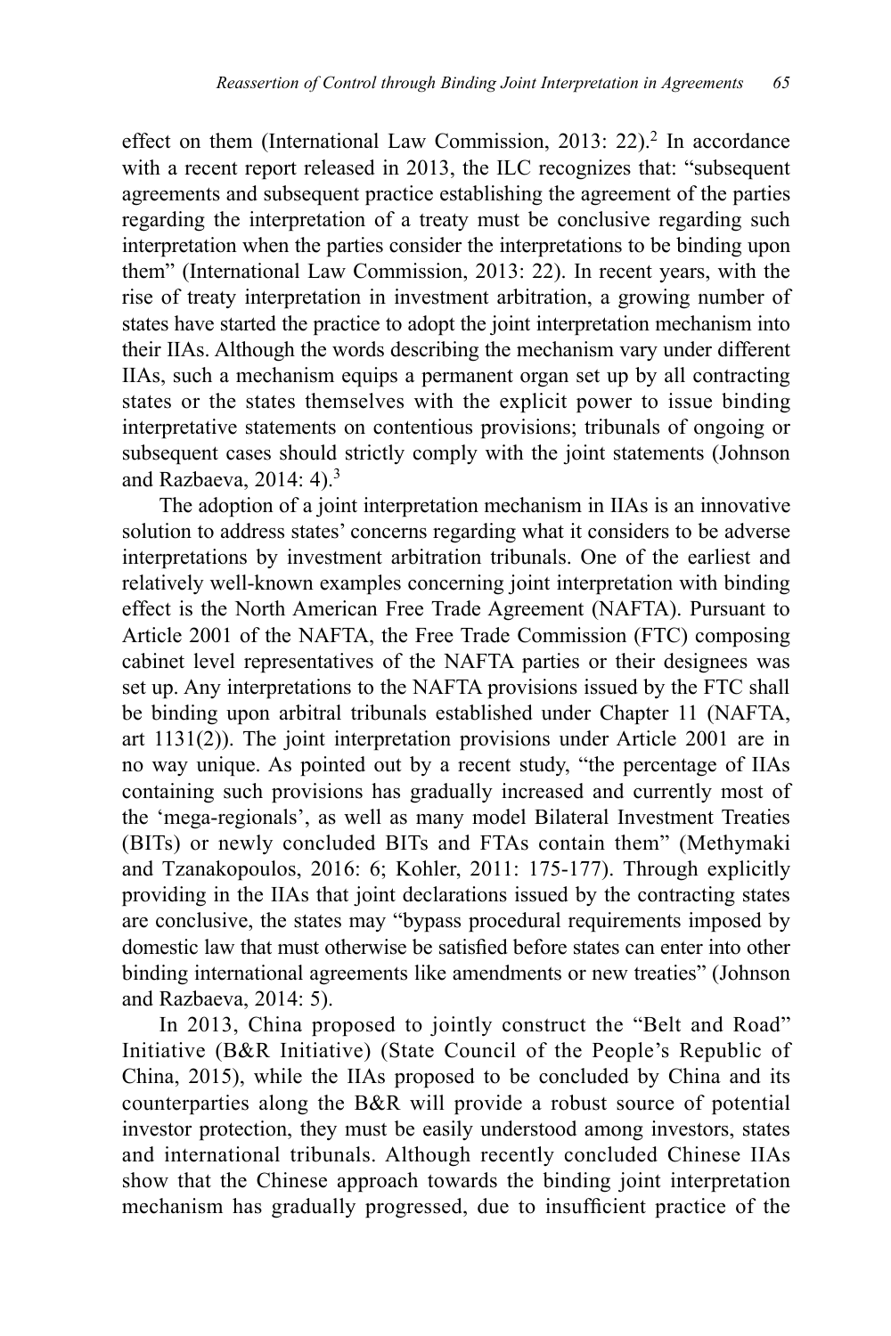effect on them (International Law Commission, 2013: 22).[2] In accordance with a recent report released in 2013, the ILC recognizes that: "subsequent agreements and subsequent practice establishing the agreement of the parties regarding the interpretation of a treaty must be conclusive regarding such interpretation when the parties consider the interpretations to be binding upon them" (International Law Commission, 2013: 22). In recent years, with the rise of treaty interpretation in investment arbitration, a growing number of states have started the practice to adopt the joint interpretation mechanism into their IIAs. Although the words describing the mechanism vary under different IIAs, such a mechanism equips a permanent organ set up by all contracting states or the states themselves with the explicit power to issue binding interpretative statements on contentious provisions; tribunals of ongoing or subsequent cases should strictly comply with the joint statements (Johnson and Razbaeva, 2014: 4).[3]

The adoption of a joint interpretation mechanism in IIAs is an innovative solution to address states' concerns regarding what it considers to be adverse interpretations by investment arbitration tribunals. One of the earliest and relatively well-known examples concerning joint interpretation with binding effect is the North American Free Trade Agreement (NAFTA). Pursuant to Article 2001 of the NAFTA, the Free Trade Commission (FTC) composing cabinet level representatives of the NAFTA parties or their designees was set up. Any interpretations to the NAFTA provisions issued by the FTC shall be binding upon arbitral tribunals established under Chapter 11 (NAFTA, art 1131(2)). The joint interpretation provisions under Article 2001 are in no way unique. As pointed out by a recent study, "the percentage of IIAs containing such provisions has gradually increased and currently most of the 'mega-regionals', as well as many model Bilateral Investment Treaties (BITs) or newly concluded BITs and FTAs contain them" (Methymaki and Tzanakopoulos, 2016: 6; Kohler, 2011: 175-177). Through explicitly providing in the IIAs that joint declarations issued by the contracting states are conclusive, the states may "bypass procedural requirements imposed by domestic law that must otherwise be satisfied before states can enter into other binding international agreements like amendments or new treaties" (Johnson and Razbaeva, 2014: 5).

In 2013, China proposed to jointly construct the "Belt and Road" Initiative (B&R Initiative) (State Council of the People's Republic of China, 2015), while the IIAs proposed to be concluded by China and its counterparties along the B&R will provide a robust source of potential investor protection, they must be easily understood among investors, states and international tribunals. Although recently concluded Chinese IIAs show that the Chinese approach towards the binding joint interpretation mechanism has gradually progressed, due to insufficient practice of the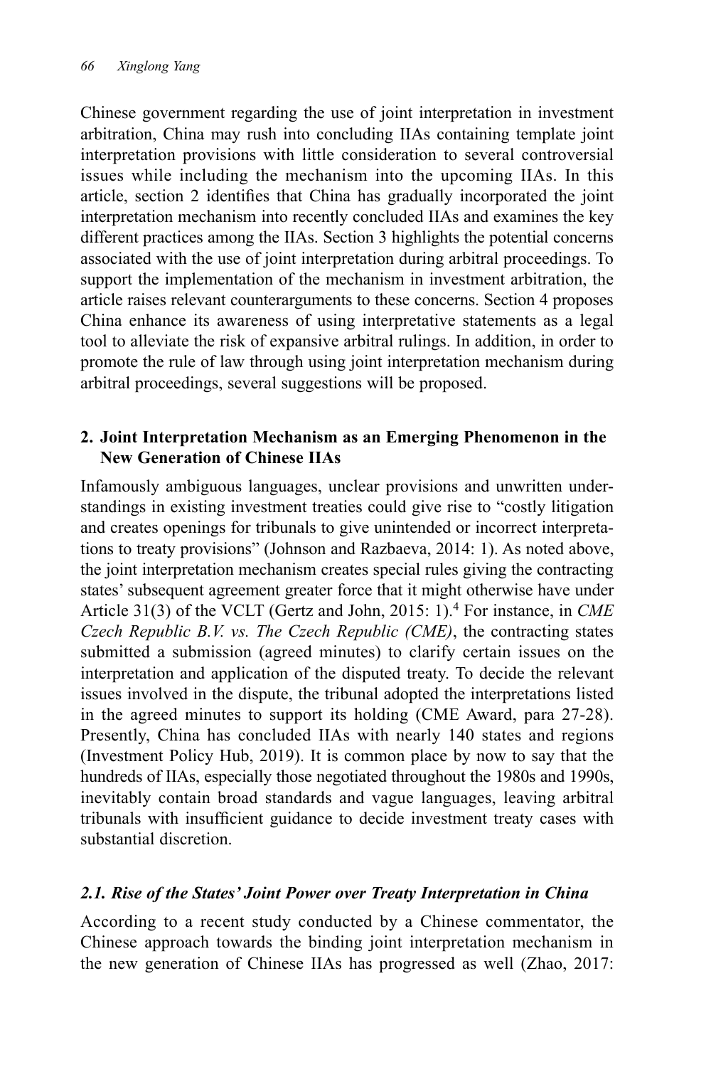Chinese government regarding the use of joint interpretation in investment arbitration, China may rush into concluding IIAs containing template joint interpretation provisions with little consideration to several controversial issues while including the mechanism into the upcoming IIAs. In this article, section 2 identifies that China has gradually incorporated the joint interpretation mechanism into recently concluded IIAs and examines the key different practices among the IIAs. Section 3 highlights the potential concerns associated with the use of joint interpretation during arbitral proceedings. To support the implementation of the mechanism in investment arbitration, the article raises relevant counterarguments to these concerns. Section 4 proposes China enhance its awareness of using interpretative statements as a legal tool to alleviate the risk of expansive arbitral rulings. In addition, in order to promote the rule of law through using joint interpretation mechanism during arbitral proceedings, several suggestions will be proposed.

## 2. Joint Interpretation Mechanism as an Emerging Phenomenon in the New Generation of Chinese IIAs

Infamously ambiguous languages, unclear provisions and unwritten understandings in existing investment treaties could give rise to "costly litigation and creates openings for tribunals to give unintended or incorrect interpretations to treaty provisions" (Johnson and Razbaeva, 2014: 1). As noted above, the joint interpretation mechanism creates special rules giving the contracting states' subsequent agreement greater force that it might otherwise have under Article 31(3) of the VCLT (Gertz and John, 2015: 1).[4] For instance, in *CME Czech Republic B.V. vs. The Czech Republic (CME)*, the contracting states submitted a submission (agreed minutes) to clarify certain issues on the interpretation and application of the disputed treaty. To decide the relevant issues involved in the dispute, the tribunal adopted the interpretations listed in the agreed minutes to support its holding (CME Award, para 27-28). Presently, China has concluded IIAs with nearly 140 states and regions (Investment Policy Hub, 2019). It is common place by now to say that the hundreds of IIAs, especially those negotiated throughout the 1980s and 1990s, inevitably contain broad standards and vague languages, leaving arbitral tribunals with insufficient guidance to decide investment treaty cases with substantial discretion.

### *2.1. Rise of the States' Joint Power over Treaty Interpretation in China*

According to a recent study conducted by a Chinese commentator, the Chinese approach towards the binding joint interpretation mechanism in the new generation of Chinese IIAs has progressed as well (Zhao, 2017: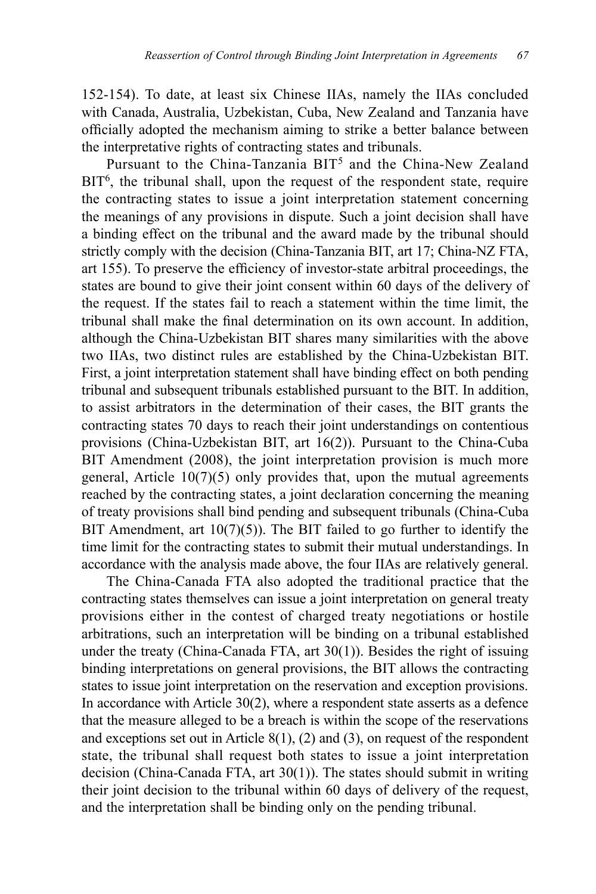152-154). To date, at least six Chinese IIAs, namely the IIAs concluded with Canada, Australia, Uzbekistan, Cuba, New Zealand and Tanzania have officially adopted the mechanism aiming to strike a better balance between the interpretative rights of contracting states and tribunals.

Pursuant to the China-Tanzania BIT[5] and the China-New Zealand BIT[6], the tribunal shall, upon the request of the respondent state, require the contracting states to issue a joint interpretation statement concerning the meanings of any provisions in dispute. Such a joint decision shall have a binding effect on the tribunal and the award made by the tribunal should strictly comply with the decision (China-Tanzania BIT, art 17; China-NZ FTA, art 155). To preserve the efficiency of investor-state arbitral proceedings, the states are bound to give their joint consent within 60 days of the delivery of the request. If the states fail to reach a statement within the time limit, the tribunal shall make the final determination on its own account. In addition, although the China-Uzbekistan BIT shares many similarities with the above two IIAs, two distinct rules are established by the China-Uzbekistan BIT. First, a joint interpretation statement shall have binding effect on both pending tribunal and subsequent tribunals established pursuant to the BIT. In addition, to assist arbitrators in the determination of their cases, the BIT grants the contracting states 70 days to reach their joint understandings on contentious provisions (China-Uzbekistan BIT, art 16(2)). Pursuant to the China-Cuba BIT Amendment (2008), the joint interpretation provision is much more general, Article 10(7)(5) only provides that, upon the mutual agreements reached by the contracting states, a joint declaration concerning the meaning of treaty provisions shall bind pending and subsequent tribunals (China-Cuba BIT Amendment, art 10(7)(5)). The BIT failed to go further to identify the time limit for the contracting states to submit their mutual understandings. In accordance with the analysis made above, the four IIAs are relatively general.

The China-Canada FTA also adopted the traditional practice that the contracting states themselves can issue a joint interpretation on general treaty provisions either in the contest of charged treaty negotiations or hostile arbitrations, such an interpretation will be binding on a tribunal established under the treaty (China-Canada FTA, art 30(1)). Besides the right of issuing binding interpretations on general provisions, the BIT allows the contracting states to issue joint interpretation on the reservation and exception provisions. In accordance with Article 30(2), where a respondent state asserts as a defence that the measure alleged to be a breach is within the scope of the reservations and exceptions set out in Article 8(1), (2) and (3), on request of the respondent state, the tribunal shall request both states to issue a joint interpretation decision (China-Canada FTA, art 30(1)). The states should submit in writing their joint decision to the tribunal within 60 days of delivery of the request, and the interpretation shall be binding only on the pending tribunal.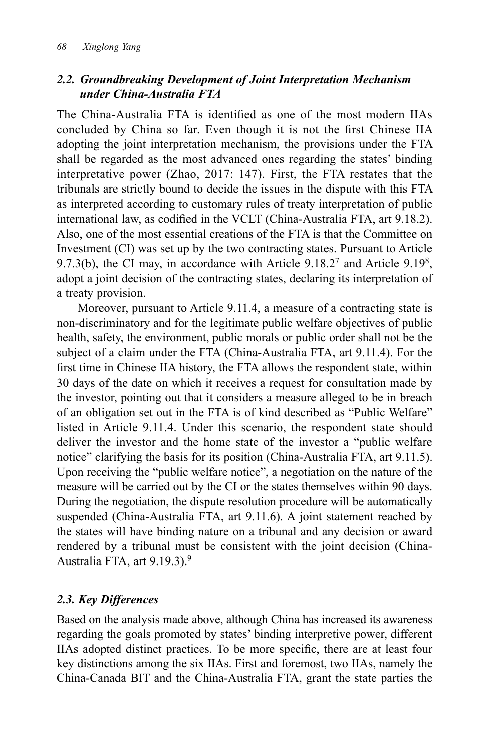### *2.2. Groundbreaking Development of Joint Interpretation Mechanism under China-Australia FTA*

The China-Australia FTA is identified as one of the most modern IIAs concluded by China so far. Even though it is not the first Chinese IIA adopting the joint interpretation mechanism, the provisions under the FTA shall be regarded as the most advanced ones regarding the states' binding interpretative power (Zhao, 2017: 147). First, the FTA restates that the tribunals are strictly bound to decide the issues in the dispute with this FTA as interpreted according to customary rules of treaty interpretation of public international law, as codified in the VCLT (China-Australia FTA, art 9.18.2). Also, one of the most essential creations of the FTA is that the Committee on Investment (CI) was set up by the two contracting states. Pursuant to Article 9.7.3(b), the CI may, in accordance with Article 9.18.2[7] and Article 9.19[8], adopt a joint decision of the contracting states, declaring its interpretation of a treaty provision.

Moreover, pursuant to Article 9.11.4, a measure of a contracting state is non-discriminatory and for the legitimate public welfare objectives of public health, safety, the environment, public morals or public order shall not be the subject of a claim under the FTA (China-Australia FTA, art 9.11.4). For the first time in Chinese IIA history, the FTA allows the respondent state, within 30 days of the date on which it receives a request for consultation made by the investor, pointing out that it considers a measure alleged to be in breach of an obligation set out in the FTA is of kind described as "Public Welfare" listed in Article 9.11.4. Under this scenario, the respondent state should deliver the investor and the home state of the investor a "public welfare notice" clarifying the basis for its position (China-Australia FTA, art 9.11.5). Upon receiving the "public welfare notice", a negotiation on the nature of the measure will be carried out by the CI or the states themselves within 90 days. During the negotiation, the dispute resolution procedure will be automatically suspended (China-Australia FTA, art 9.11.6). A joint statement reached by the states will have binding nature on a tribunal and any decision or award rendered by a tribunal must be consistent with the joint decision (China-Australia FTA, art 9.19.3).[9]

### *2.3. Key Differences*

Based on the analysis made above, although China has increased its awareness regarding the goals promoted by states' binding interpretive power, different IIAs adopted distinct practices. To be more specific, there are at least four key distinctions among the six IIAs. First and foremost, two IIAs, namely the China-Canada BIT and the China-Australia FTA, grant the state parties the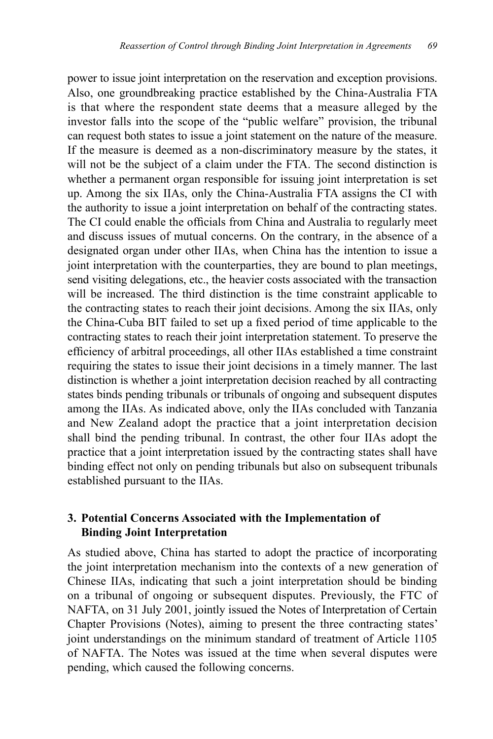power to issue joint interpretation on the reservation and exception provisions. Also, one groundbreaking practice established by the China-Australia FTA is that where the respondent state deems that a measure alleged by the investor falls into the scope of the "public welfare" provision, the tribunal can request both states to issue a joint statement on the nature of the measure. If the measure is deemed as a non-discriminatory measure by the states, it will not be the subject of a claim under the FTA. The second distinction is whether a permanent organ responsible for issuing joint interpretation is set up. Among the six IIAs, only the China-Australia FTA assigns the CI with the authority to issue a joint interpretation on behalf of the contracting states. The CI could enable the officials from China and Australia to regularly meet and discuss issues of mutual concerns. On the contrary, in the absence of a designated organ under other IIAs, when China has the intention to issue a joint interpretation with the counterparties, they are bound to plan meetings, send visiting delegations, etc., the heavier costs associated with the transaction will be increased. The third distinction is the time constraint applicable to the contracting states to reach their joint decisions. Among the six IIAs, only the China-Cuba BIT failed to set up a fixed period of time applicable to the contracting states to reach their joint interpretation statement. To preserve the efficiency of arbitral proceedings, all other IIAs established a time constraint requiring the states to issue their joint decisions in a timely manner. The last distinction is whether a joint interpretation decision reached by all contracting states binds pending tribunals or tribunals of ongoing and subsequent disputes among the IIAs. As indicated above, only the IIAs concluded with Tanzania and New Zealand adopt the practice that a joint interpretation decision shall bind the pending tribunal. In contrast, the other four IIAs adopt the practice that a joint interpretation issued by the contracting states shall have binding effect not only on pending tribunals but also on subsequent tribunals established pursuant to the IIAs.

## 3. Potential Concerns Associated with the Implementation of Binding Joint Interpretation

As studied above, China has started to adopt the practice of incorporating the joint interpretation mechanism into the contexts of a new generation of Chinese IIAs, indicating that such a joint interpretation should be binding on a tribunal of ongoing or subsequent disputes. Previously, the FTC of NAFTA, on 31 July 2001, jointly issued the Notes of Interpretation of Certain Chapter Provisions (Notes), aiming to present the three contracting states' joint understandings on the minimum standard of treatment of Article 1105 of NAFTA. The Notes was issued at the time when several disputes were pending, which caused the following concerns.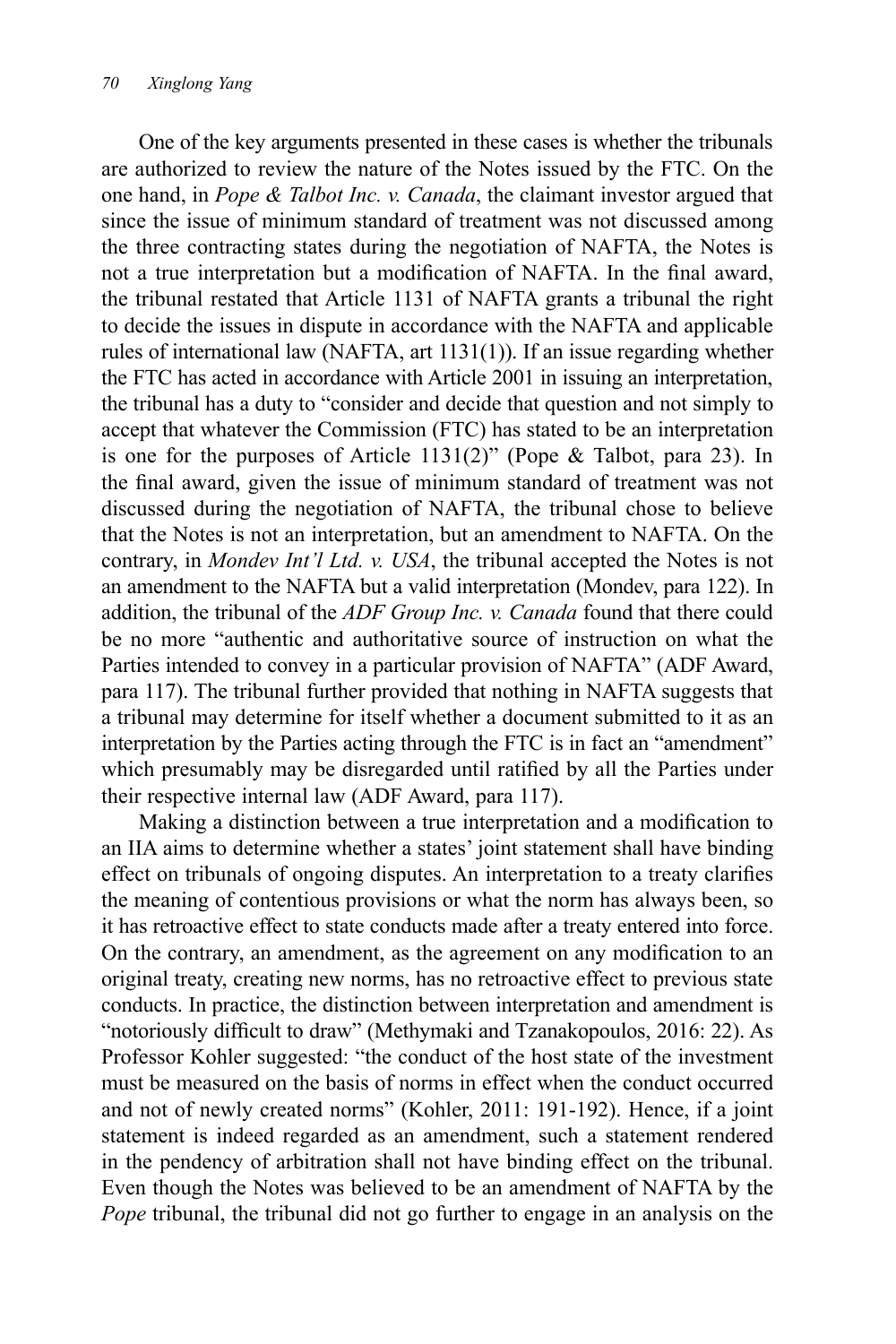One of the key arguments presented in these cases is whether the tribunals are authorized to review the nature of the Notes issued by the FTC. On the one hand, in *Pope & Talbot Inc. v. Canada*, the claimant investor argued that since the issue of minimum standard of treatment was not discussed among the three contracting states during the negotiation of NAFTA, the Notes is not a true interpretation but a modification of NAFTA. In the final award, the tribunal restated that Article 1131 of NAFTA grants a tribunal the right to decide the issues in dispute in accordance with the NAFTA and applicable rules of international law (NAFTA, art 1131(1)). If an issue regarding whether the FTC has acted in accordance with Article 2001 in issuing an interpretation, the tribunal has a duty to "consider and decide that question and not simply to accept that whatever the Commission (FTC) has stated to be an interpretation is one for the purposes of Article 1131(2)" (Pope & Talbot, para 23). In the final award, given the issue of minimum standard of treatment was not discussed during the negotiation of NAFTA, the tribunal chose to believe that the Notes is not an interpretation, but an amendment to NAFTA. On the contrary, in *Mondev Int'l Ltd. v. USA*, the tribunal accepted the Notes is not an amendment to the NAFTA but a valid interpretation (Mondev, para 122). In addition, the tribunal of the *ADF Group Inc. v. Canada* found that there could be no more "authentic and authoritative source of instruction on what the Parties intended to convey in a particular provision of NAFTA" (ADF Award, para 117). The tribunal further provided that nothing in NAFTA suggests that a tribunal may determine for itself whether a document submitted to it as an interpretation by the Parties acting through the FTC is in fact an "amendment" which presumably may be disregarded until ratified by all the Parties under their respective internal law (ADF Award, para 117).

Making a distinction between a true interpretation and a modification to an IIA aims to determine whether a states' joint statement shall have binding effect on tribunals of ongoing disputes. An interpretation to a treaty clarifies the meaning of contentious provisions or what the norm has always been, so it has retroactive effect to state conducts made after a treaty entered into force. On the contrary, an amendment, as the agreement on any modification to an original treaty, creating new norms, has no retroactive effect to previous state conducts. In practice, the distinction between interpretation and amendment is "notoriously difficult to draw" (Methymaki and Tzanakopoulos, 2016: 22). As Professor Kohler suggested: "the conduct of the host state of the investment must be measured on the basis of norms in effect when the conduct occurred and not of newly created norms" (Kohler, 2011: 191-192). Hence, if a joint statement is indeed regarded as an amendment, such a statement rendered in the pendency of arbitration shall not have binding effect on the tribunal. Even though the Notes was believed to be an amendment of NAFTA by the *Pope* tribunal, the tribunal did not go further to engage in an analysis on the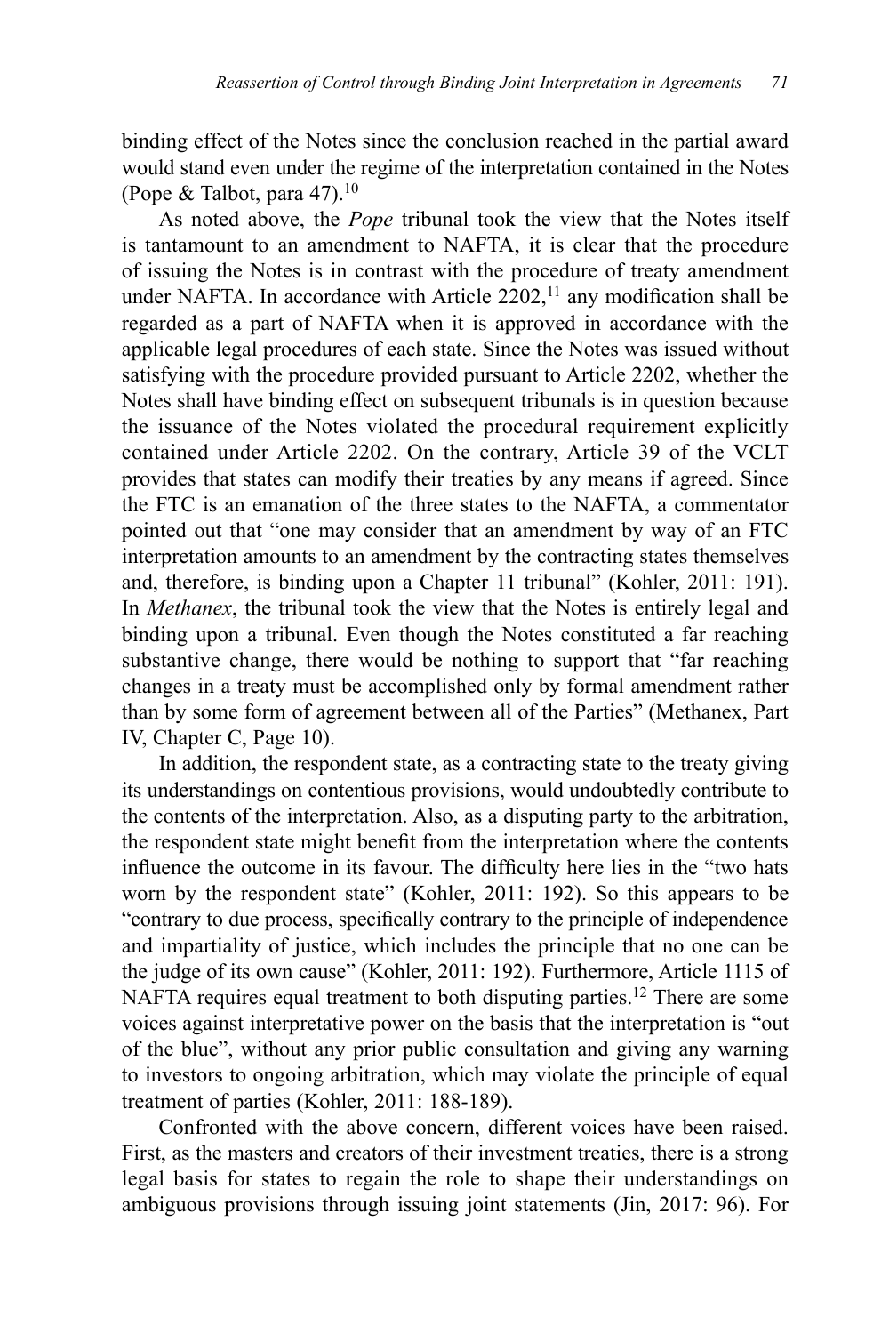binding effect of the Notes since the conclusion reached in the partial award would stand even under the regime of the interpretation contained in the Notes (Pope & Talbot, para 47).[10]

As noted above, the *Pope* tribunal took the view that the Notes itself is tantamount to an amendment to NAFTA, it is clear that the procedure of issuing the Notes is in contrast with the procedure of treaty amendment under NAFTA. In accordance with Article 2202,[11] any modification shall be regarded as a part of NAFTA when it is approved in accordance with the applicable legal procedures of each state. Since the Notes was issued without satisfying with the procedure provided pursuant to Article 2202, whether the Notes shall have binding effect on subsequent tribunals is in question because the issuance of the Notes violated the procedural requirement explicitly contained under Article 2202. On the contrary, Article 39 of the VCLT provides that states can modify their treaties by any means if agreed. Since the FTC is an emanation of the three states to the NAFTA, a commentator pointed out that "one may consider that an amendment by way of an FTC interpretation amounts to an amendment by the contracting states themselves and, therefore, is binding upon a Chapter 11 tribunal" (Kohler, 2011: 191). In *Methanex*, the tribunal took the view that the Notes is entirely legal and binding upon a tribunal. Even though the Notes constituted a far reaching substantive change, there would be nothing to support that "far reaching changes in a treaty must be accomplished only by formal amendment rather than by some form of agreement between all of the Parties" (Methanex, Part IV, Chapter C, Page 10).

In addition, the respondent state, as a contracting state to the treaty giving its understandings on contentious provisions, would undoubtedly contribute to the contents of the interpretation. Also, as a disputing party to the arbitration, the respondent state might benefit from the interpretation where the contents influence the outcome in its favour. The difficulty here lies in the "two hats worn by the respondent state" (Kohler, 2011: 192). So this appears to be "contrary to due process, specifically contrary to the principle of independence and impartiality of justice, which includes the principle that no one can be the judge of its own cause" (Kohler, 2011: 192). Furthermore, Article 1115 of NAFTA requires equal treatment to both disputing parties.[12] There are some voices against interpretative power on the basis that the interpretation is "out of the blue", without any prior public consultation and giving any warning to investors to ongoing arbitration, which may violate the principle of equal treatment of parties (Kohler, 2011: 188-189).

Confronted with the above concern, different voices have been raised. First, as the masters and creators of their investment treaties, there is a strong legal basis for states to regain the role to shape their understandings on ambiguous provisions through issuing joint statements (Jin, 2017: 96). For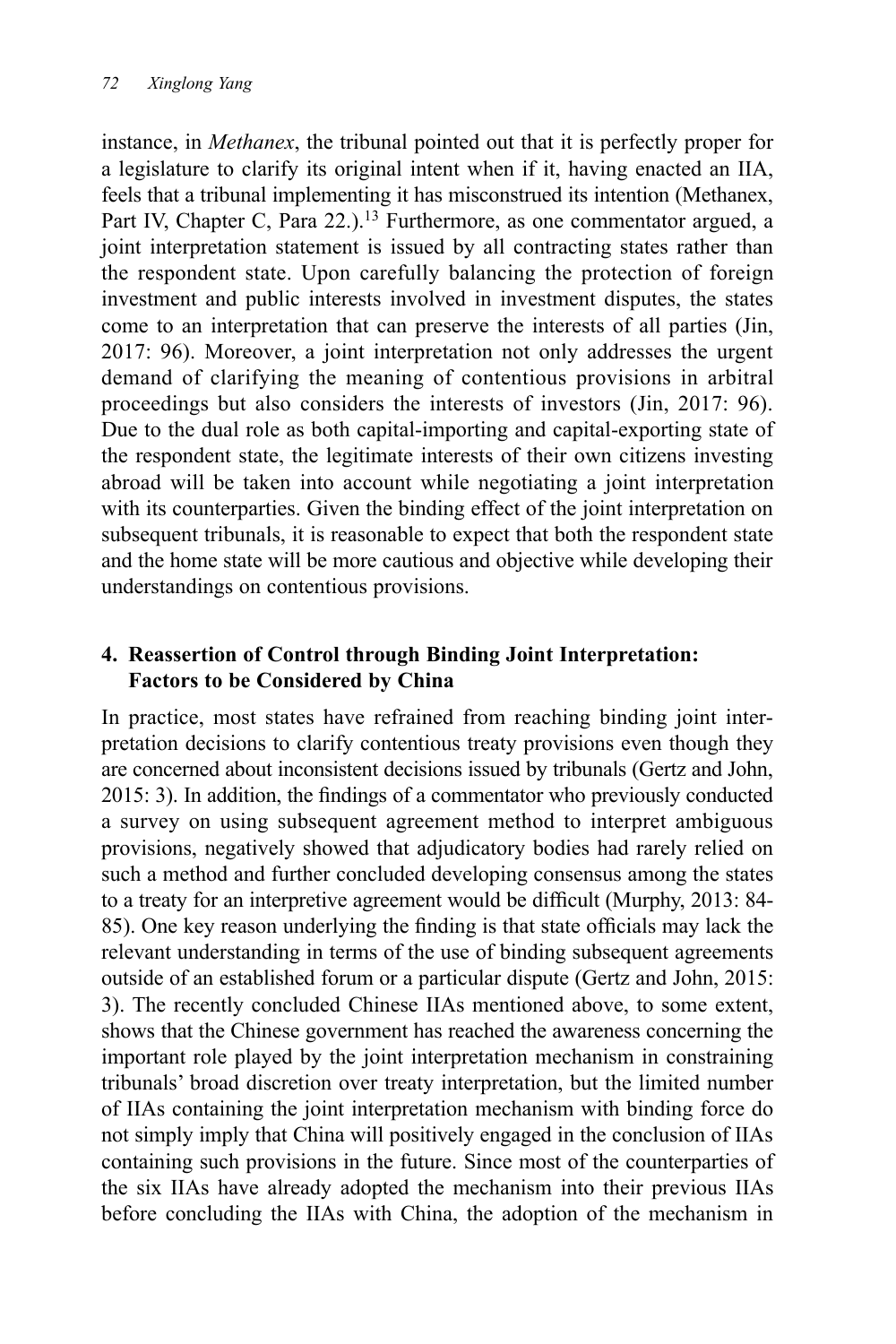instance, in *Methanex*, the tribunal pointed out that it is perfectly proper for a legislature to clarify its original intent when if it, having enacted an IIA, feels that a tribunal implementing it has misconstrued its intention (Methanex, Part IV, Chapter C, Para 22.).[13] Furthermore, as one commentator argued, a joint interpretation statement is issued by all contracting states rather than the respondent state. Upon carefully balancing the protection of foreign investment and public interests involved in investment disputes, the states come to an interpretation that can preserve the interests of all parties (Jin, 2017: 96). Moreover, a joint interpretation not only addresses the urgent demand of clarifying the meaning of contentious provisions in arbitral proceedings but also considers the interests of investors (Jin, 2017: 96). Due to the dual role as both capital-importing and capital-exporting state of the respondent state, the legitimate interests of their own citizens investing abroad will be taken into account while negotiating a joint interpretation with its counterparties. Given the binding effect of the joint interpretation on subsequent tribunals, it is reasonable to expect that both the respondent state and the home state will be more cautious and objective while developing their understandings on contentious provisions.

## 4. Reassertion of Control through Binding Joint Interpretation: Factors to be Considered by China

In practice, most states have refrained from reaching binding joint interpretation decisions to clarify contentious treaty provisions even though they are concerned about inconsistent decisions issued by tribunals (Gertz and John, 2015: 3). In addition, the findings of a commentator who previously conducted a survey on using subsequent agreement method to interpret ambiguous provisions, negatively showed that adjudicatory bodies had rarely relied on such a method and further concluded developing consensus among the states to a treaty for an interpretive agreement would be difficult (Murphy, 2013: 84-85). One key reason underlying the finding is that state officials may lack the relevant understanding in terms of the use of binding subsequent agreements outside of an established forum or a particular dispute (Gertz and John, 2015: 3). The recently concluded Chinese IIAs mentioned above, to some extent, shows that the Chinese government has reached the awareness concerning the important role played by the joint interpretation mechanism in constraining tribunals' broad discretion over treaty interpretation, but the limited number of IIAs containing the joint interpretation mechanism with binding force do not simply imply that China will positively engaged in the conclusion of IIAs containing such provisions in the future. Since most of the counterparties of the six IIAs have already adopted the mechanism into their previous IIAs before concluding the IIAs with China, the adoption of the mechanism in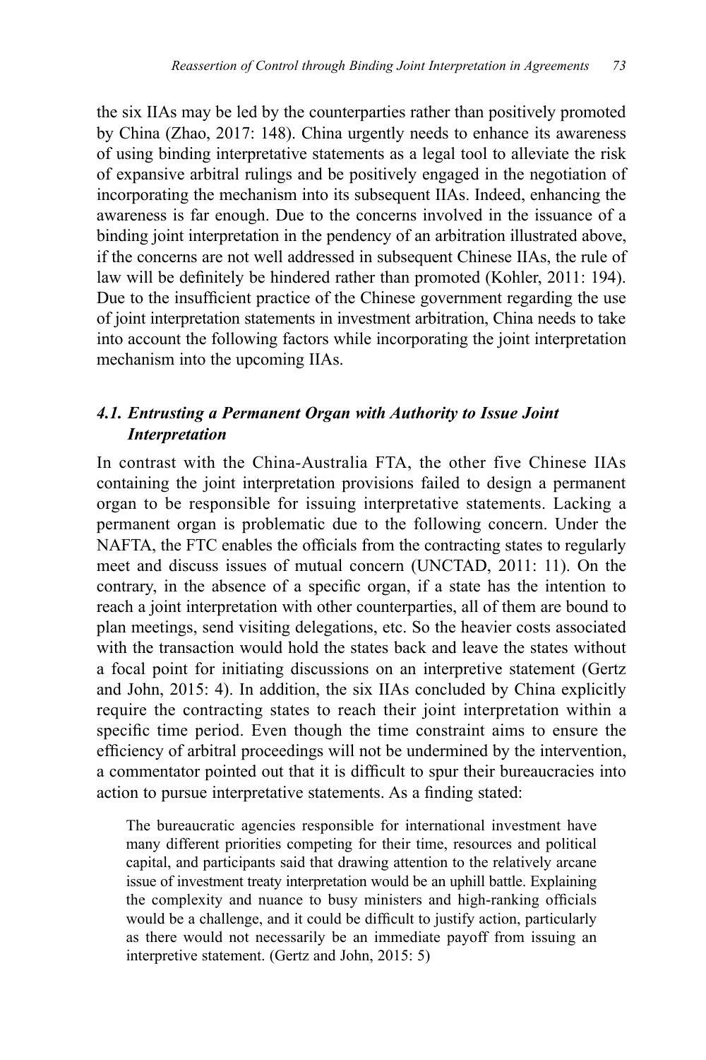the six IIAs may be led by the counterparties rather than positively promoted by China (Zhao, 2017: 148). China urgently needs to enhance its awareness of using binding interpretative statements as a legal tool to alleviate the risk of expansive arbitral rulings and be positively engaged in the negotiation of incorporating the mechanism into its subsequent IIAs. Indeed, enhancing the awareness is far enough. Due to the concerns involved in the issuance of a binding joint interpretation in the pendency of an arbitration illustrated above, if the concerns are not well addressed in subsequent Chinese IIAs, the rule of law will be definitely be hindered rather than promoted (Kohler, 2011: 194). Due to the insufficient practice of the Chinese government regarding the use of joint interpretation statements in investment arbitration, China needs to take into account the following factors while incorporating the joint interpretation mechanism into the upcoming IIAs.

### *4.1. Entrusting a Permanent Organ with Authority to Issue Joint Interpretation*

In contrast with the China-Australia FTA, the other five Chinese IIAs containing the joint interpretation provisions failed to design a permanent organ to be responsible for issuing interpretative statements. Lacking a permanent organ is problematic due to the following concern. Under the NAFTA, the FTC enables the officials from the contracting states to regularly meet and discuss issues of mutual concern (UNCTAD, 2011: 11). On the contrary, in the absence of a specific organ, if a state has the intention to reach a joint interpretation with other counterparties, all of them are bound to plan meetings, send visiting delegations, etc. So the heavier costs associated with the transaction would hold the states back and leave the states without a focal point for initiating discussions on an interpretive statement (Gertz and John, 2015: 4). In addition, the six IIAs concluded by China explicitly require the contracting states to reach their joint interpretation within a specific time period. Even though the time constraint aims to ensure the efficiency of arbitral proceedings will not be undermined by the intervention, a commentator pointed out that it is difficult to spur their bureaucracies into action to pursue interpretative statements. As a finding stated:

> The bureaucratic agencies responsible for international investment have many different priorities competing for their time, resources and political capital, and participants said that drawing attention to the relatively arcane issue of investment treaty interpretation would be an uphill battle. Explaining the complexity and nuance to busy ministers and high-ranking officials would be a challenge, and it could be difficult to justify action, particularly as there would not necessarily be an immediate payoff from issuing an interpretive statement. (Gertz and John, 2015: 5)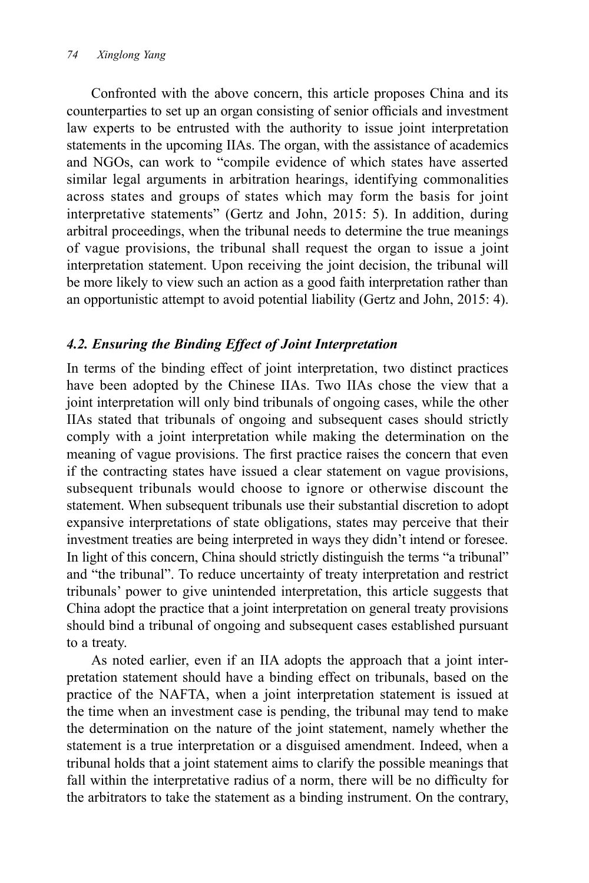Confronted with the above concern, this article proposes China and its counterparties to set up an organ consisting of senior officials and investment law experts to be entrusted with the authority to issue joint interpretation statements in the upcoming IIAs. The organ, with the assistance of academics and NGOs, can work to "compile evidence of which states have asserted similar legal arguments in arbitration hearings, identifying commonalities across states and groups of states which may form the basis for joint interpretative statements" (Gertz and John, 2015: 5). In addition, during arbitral proceedings, when the tribunal needs to determine the true meanings of vague provisions, the tribunal shall request the organ to issue a joint interpretation statement. Upon receiving the joint decision, the tribunal will be more likely to view such an action as a good faith interpretation rather than an opportunistic attempt to avoid potential liability (Gertz and John, 2015: 4).

### *4.2. Ensuring the Binding Effect of Joint Interpretation*

In terms of the binding effect of joint interpretation, two distinct practices have been adopted by the Chinese IIAs. Two IIAs chose the view that a joint interpretation will only bind tribunals of ongoing cases, while the other IIAs stated that tribunals of ongoing and subsequent cases should strictly comply with a joint interpretation while making the determination on the meaning of vague provisions. The first practice raises the concern that even if the contracting states have issued a clear statement on vague provisions, subsequent tribunals would choose to ignore or otherwise discount the statement. When subsequent tribunals use their substantial discretion to adopt expansive interpretations of state obligations, states may perceive that their investment treaties are being interpreted in ways they didn't intend or foresee. In light of this concern, China should strictly distinguish the terms "a tribunal" and "the tribunal". To reduce uncertainty of treaty interpretation and restrict tribunals' power to give unintended interpretation, this article suggests that China adopt the practice that a joint interpretation on general treaty provisions should bind a tribunal of ongoing and subsequent cases established pursuant to a treaty.

As noted earlier, even if an IIA adopts the approach that a joint interpretation statement should have a binding effect on tribunals, based on the practice of the NAFTA, when a joint interpretation statement is issued at the time when an investment case is pending, the tribunal may tend to make the determination on the nature of the joint statement, namely whether the statement is a true interpretation or a disguised amendment. Indeed, when a tribunal holds that a joint statement aims to clarify the possible meanings that fall within the interpretative radius of a norm, there will be no difficulty for the arbitrators to take the statement as a binding instrument. On the contrary,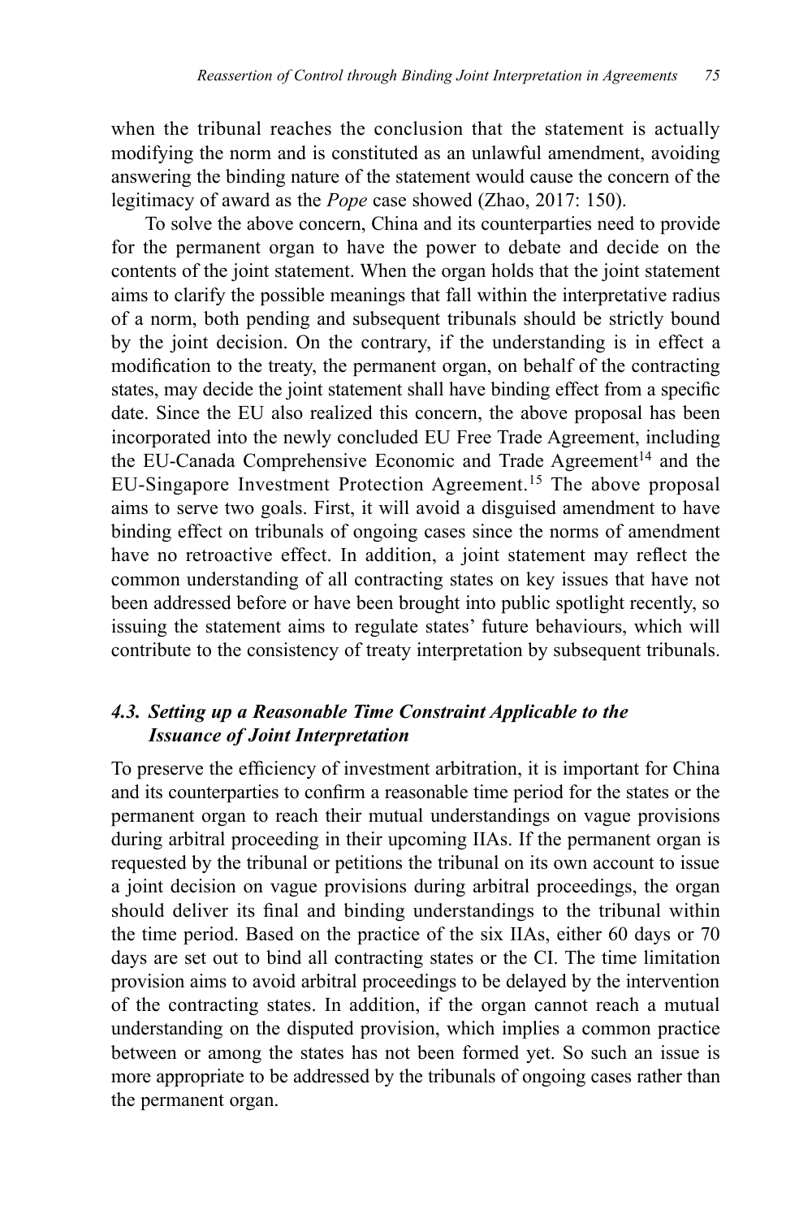when the tribunal reaches the conclusion that the statement is actually modifying the norm and is constituted as an unlawful amendment, avoiding answering the binding nature of the statement would cause the concern of the legitimacy of award as the *Pope* case showed (Zhao, 2017: 150).

To solve the above concern, China and its counterparties need to provide for the permanent organ to have the power to debate and decide on the contents of the joint statement. When the organ holds that the joint statement aims to clarify the possible meanings that fall within the interpretative radius of a norm, both pending and subsequent tribunals should be strictly bound by the joint decision. On the contrary, if the understanding is in effect a modification to the treaty, the permanent organ, on behalf of the contracting states, may decide the joint statement shall have binding effect from a specific date. Since the EU also realized this concern, the above proposal has been incorporated into the newly concluded EU Free Trade Agreement, including the EU-Canada Comprehensive Economic and Trade Agreement[14] and the EU-Singapore Investment Protection Agreement.[15] The above proposal aims to serve two goals. First, it will avoid a disguised amendment to have binding effect on tribunals of ongoing cases since the norms of amendment have no retroactive effect. In addition, a joint statement may reflect the common understanding of all contracting states on key issues that have not been addressed before or have been brought into public spotlight recently, so issuing the statement aims to regulate states' future behaviours, which will contribute to the consistency of treaty interpretation by subsequent tribunals.

### *4.3. Setting up a Reasonable Time Constraint Applicable to the Issuance of Joint Interpretation*

To preserve the efficiency of investment arbitration, it is important for China and its counterparties to confirm a reasonable time period for the states or the permanent organ to reach their mutual understandings on vague provisions during arbitral proceeding in their upcoming IIAs. If the permanent organ is requested by the tribunal or petitions the tribunal on its own account to issue a joint decision on vague provisions during arbitral proceedings, the organ should deliver its final and binding understandings to the tribunal within the time period. Based on the practice of the six IIAs, either 60 days or 70 days are set out to bind all contracting states or the CI. The time limitation provision aims to avoid arbitral proceedings to be delayed by the intervention of the contracting states. In addition, if the organ cannot reach a mutual understanding on the disputed provision, which implies a common practice between or among the states has not been formed yet. So such an issue is more appropriate to be addressed by the tribunals of ongoing cases rather than the permanent organ.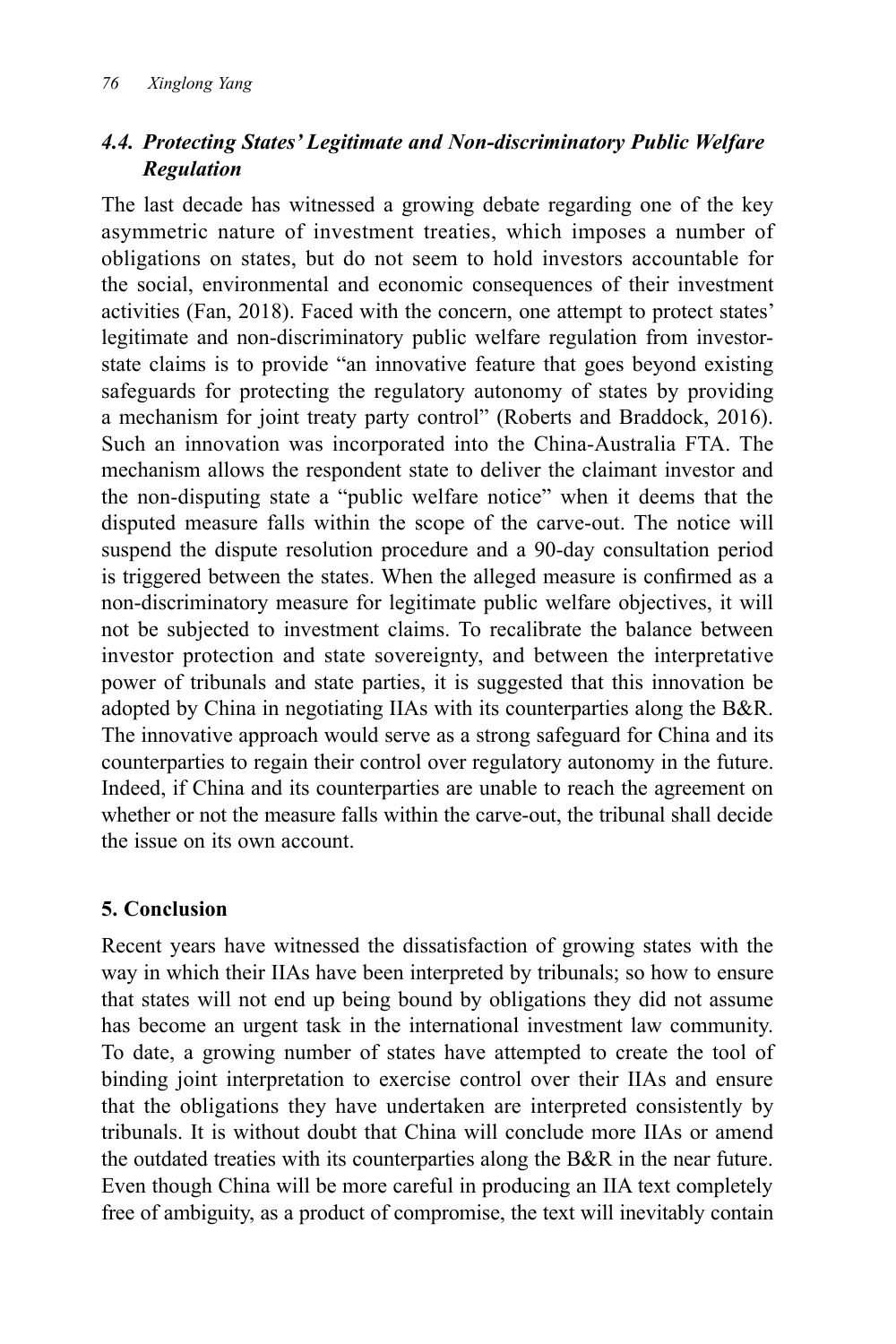### *4.4. Protecting States' Legitimate and Non-discriminatory Public Welfare Regulation*

The last decade has witnessed a growing debate regarding one of the key asymmetric nature of investment treaties, which imposes a number of obligations on states, but do not seem to hold investors accountable for the social, environmental and economic consequences of their investment activities (Fan, 2018). Faced with the concern, one attempt to protect states' legitimate and non-discriminatory public welfare regulation from investor-state claims is to provide "an innovative feature that goes beyond existing safeguards for protecting the regulatory autonomy of states by providing a mechanism for joint treaty party control" (Roberts and Braddock, 2016). Such an innovation was incorporated into the China-Australia FTA. The mechanism allows the respondent state to deliver the claimant investor and the non-disputing state a "public welfare notice" when it deems that the disputed measure falls within the scope of the carve-out. The notice will suspend the dispute resolution procedure and a 90-day consultation period is triggered between the states. When the alleged measure is confirmed as a non-discriminatory measure for legitimate public welfare objectives, it will not be subjected to investment claims. To recalibrate the balance between investor protection and state sovereignty, and between the interpretative power of tribunals and state parties, it is suggested that this innovation be adopted by China in negotiating IIAs with its counterparties along the B&R. The innovative approach would serve as a strong safeguard for China and its counterparties to regain their control over regulatory autonomy in the future. Indeed, if China and its counterparties are unable to reach the agreement on whether or not the measure falls within the carve-out, the tribunal shall decide the issue on its own account.

## 5. Conclusion

Recent years have witnessed the dissatisfaction of growing states with the way in which their IIAs have been interpreted by tribunals; so how to ensure that states will not end up being bound by obligations they did not assume has become an urgent task in the international investment law community. To date, a growing number of states have attempted to create the tool of binding joint interpretation to exercise control over their IIAs and ensure that the obligations they have undertaken are interpreted consistently by tribunals. It is without doubt that China will conclude more IIAs or amend the outdated treaties with its counterparties along the B&R in the near future. Even though China will be more careful in producing an IIA text completely free of ambiguity, as a product of compromise, the text will inevitably contain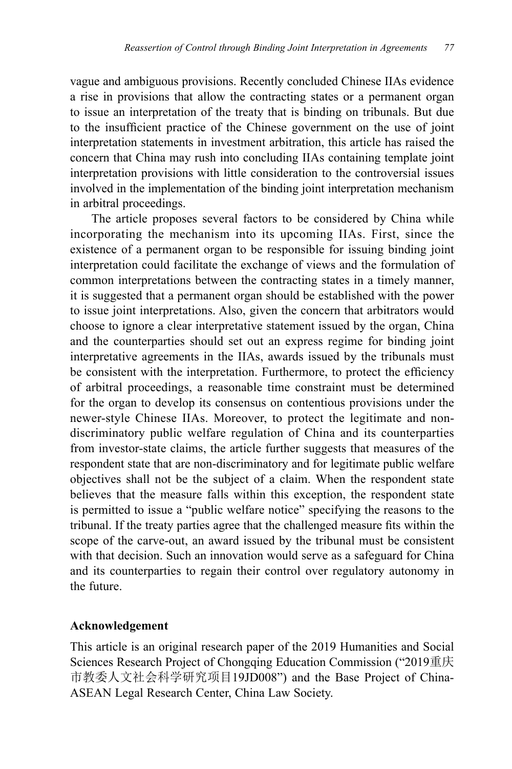vague and ambiguous provisions. Recently concluded Chinese IIAs evidence a rise in provisions that allow the contracting states or a permanent organ to issue an interpretation of the treaty that is binding on tribunals. But due to the insufficient practice of the Chinese government on the use of joint interpretation statements in investment arbitration, this article has raised the concern that China may rush into concluding IIAs containing template joint interpretation provisions with little consideration to the controversial issues involved in the implementation of the binding joint interpretation mechanism in arbitral proceedings.

The article proposes several factors to be considered by China while incorporating the mechanism into its upcoming IIAs. First, since the existence of a permanent organ to be responsible for issuing binding joint interpretation could facilitate the exchange of views and the formulation of common interpretations between the contracting states in a timely manner, it is suggested that a permanent organ should be established with the power to issue joint interpretations. Also, given the concern that arbitrators would choose to ignore a clear interpretative statement issued by the organ, China and the counterparties should set out an express regime for binding joint interpretative agreements in the IIAs, awards issued by the tribunals must be consistent with the interpretation. Furthermore, to protect the efficiency of arbitral proceedings, a reasonable time constraint must be determined for the organ to develop its consensus on contentious provisions under the newer-style Chinese IIAs. Moreover, to protect the legitimate and non-discriminatory public welfare regulation of China and its counterparties from investor-state claims, the article further suggests that measures of the respondent state that are non-discriminatory and for legitimate public welfare objectives shall not be the subject of a claim. When the respondent state believes that the measure falls within this exception, the respondent state is permitted to issue a "public welfare notice" specifying the reasons to the tribunal. If the treaty parties agree that the challenged measure fits within the scope of the carve-out, an award issued by the tribunal must be consistent with that decision. Such an innovation would serve as a safeguard for China and its counterparties to regain their control over regulatory autonomy in the future.

**Acknowledgement**

This article is an original research paper of the 2019 Humanities and Social Sciences Research Project of Chongqing Education Commission ("2019重庆市教委人文社会科学研究项目19JD008") and the Base Project of China-ASEAN Legal Research Center, China Law Society.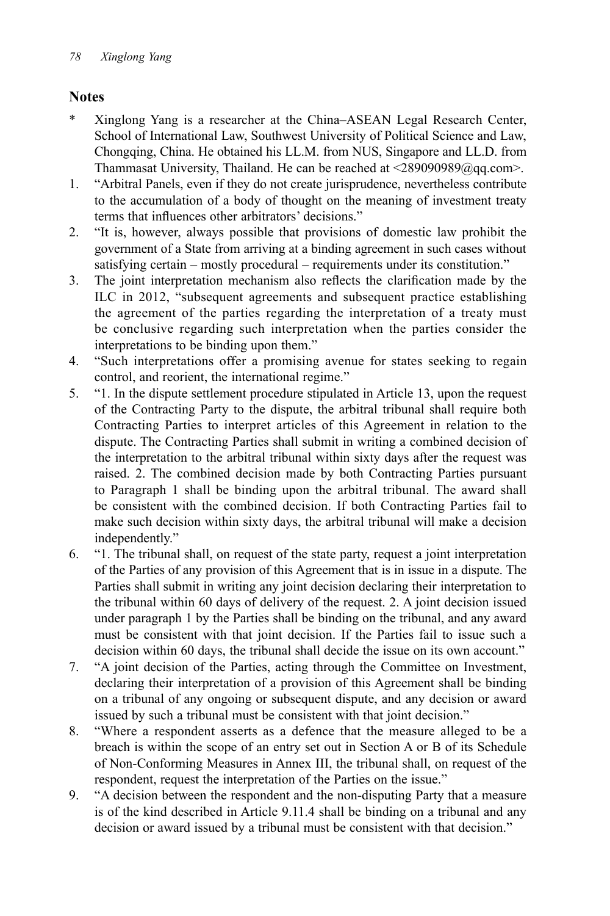## Notes

\* Xinglong Yang is a researcher at the China–ASEAN Legal Research Center, School of International Law, Southwest University of Political Science and Law, Chongqing, China. He obtained his LL.M. from NUS, Singapore and LL.D. from Thammasat University, Thailand. He can be reached at <289090989@qq.com>.

1. "Arbitral Panels, even if they do not create jurisprudence, nevertheless contribute to the accumulation of a body of thought on the meaning of investment treaty terms that influences other arbitrators' decisions."
2. "It is, however, always possible that provisions of domestic law prohibit the government of a State from arriving at a binding agreement in such cases without satisfying certain – mostly procedural – requirements under its constitution."
3. The joint interpretation mechanism also reflects the clarification made by the ILC in 2012, "subsequent agreements and subsequent practice establishing the agreement of the parties regarding the interpretation of a treaty must be conclusive regarding such interpretation when the parties consider the interpretations to be binding upon them."
4. "Such interpretations offer a promising avenue for states seeking to regain control, and reorient, the international regime."
5. "1. In the dispute settlement procedure stipulated in Article 13, upon the request of the Contracting Party to the dispute, the arbitral tribunal shall require both Contracting Parties to interpret articles of this Agreement in relation to the dispute. The Contracting Parties shall submit in writing a combined decision of the interpretation to the arbitral tribunal within sixty days after the request was raised. 2. The combined decision made by both Contracting Parties pursuant to Paragraph 1 shall be binding upon the arbitral tribunal. The award shall be consistent with the combined decision. If both Contracting Parties fail to make such decision within sixty days, the arbitral tribunal will make a decision independently."
6. "1. The tribunal shall, on request of the state party, request a joint interpretation of the Parties of any provision of this Agreement that is in issue in a dispute. The Parties shall submit in writing any joint decision declaring their interpretation to the tribunal within 60 days of delivery of the request. 2. A joint decision issued under paragraph 1 by the Parties shall be binding on the tribunal, and any award must be consistent with that joint decision. If the Parties fail to issue such a decision within 60 days, the tribunal shall decide the issue on its own account."
7. "A joint decision of the Parties, acting through the Committee on Investment, declaring their interpretation of a provision of this Agreement shall be binding on a tribunal of any ongoing or subsequent dispute, and any decision or award issued by such a tribunal must be consistent with that joint decision."
8. "Where a respondent asserts as a defence that the measure alleged to be a breach is within the scope of an entry set out in Section A or B of its Schedule of Non-Conforming Measures in Annex III, the tribunal shall, on request of the respondent, request the interpretation of the Parties on the issue."
9. "A decision between the respondent and the non-disputing Party that a measure is of the kind described in Article 9.11.4 shall be binding on a tribunal and any decision or award issued by a tribunal must be consistent with that decision."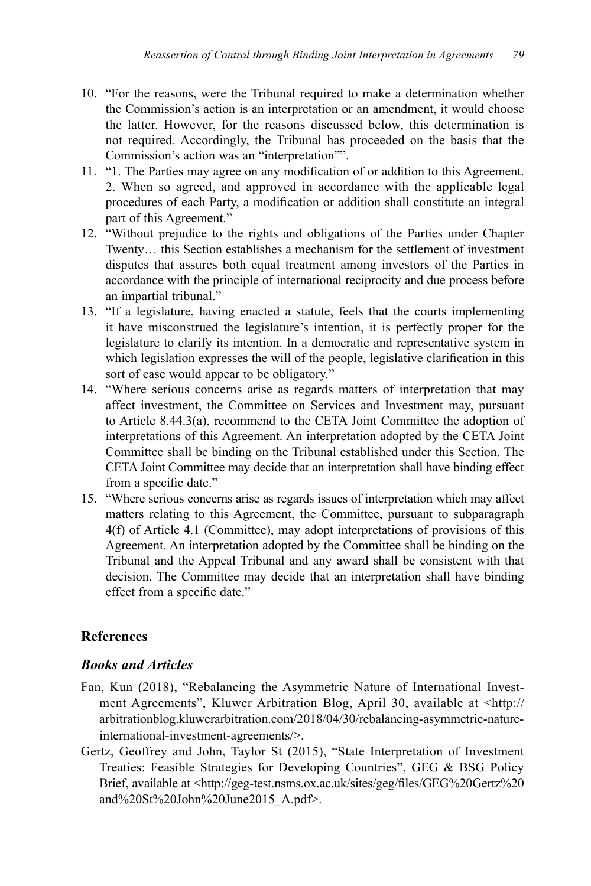10. "For the reasons, were the Tribunal required to make a determination whether the Commission's action is an interpretation or an amendment, it would choose the latter. However, for the reasons discussed below, this determination is not required. Accordingly, the Tribunal has proceeded on the basis that the Commission's action was an "interpretation"".
11. "1. The Parties may agree on any modification of or addition to this Agreement. 2. When so agreed, and approved in accordance with the applicable legal procedures of each Party, a modification or addition shall constitute an integral part of this Agreement."
12. "Without prejudice to the rights and obligations of the Parties under Chapter Twenty… this Section establishes a mechanism for the settlement of investment disputes that assures both equal treatment among investors of the Parties in accordance with the principle of international reciprocity and due process before an impartial tribunal."
13. "If a legislature, having enacted a statute, feels that the courts implementing it have misconstrued the legislature's intention, it is perfectly proper for the legislature to clarify its intention. In a democratic and representative system in which legislation expresses the will of the people, legislative clarification in this sort of case would appear to be obligatory."
14. "Where serious concerns arise as regards matters of interpretation that may affect investment, the Committee on Services and Investment may, pursuant to Article 8.44.3(a), recommend to the CETA Joint Committee the adoption of interpretations of this Agreement. An interpretation adopted by the CETA Joint Committee shall be binding on the Tribunal established under this Section. The CETA Joint Committee may decide that an interpretation shall have binding effect from a specific date."
15. "Where serious concerns arise as regards issues of interpretation which may affect matters relating to this Agreement, the Committee, pursuant to subparagraph 4(f) of Article 4.1 (Committee), may adopt interpretations of provisions of this Agreement. An interpretation adopted by the Committee shall be binding on the Tribunal and the Appeal Tribunal and any award shall be consistent with that decision. The Committee may decide that an interpretation shall have binding effect from a specific date."

## References

### *Books and Articles*

Fan, Kun (2018), "Rebalancing the Asymmetric Nature of International Investment Agreements", Kluwer Arbitration Blog, April 30, available at <http://arbitrationblog.kluwerarbitration.com/2018/04/30/rebalancing-asymmetric-nature-international-investment-agreements/>.

Gertz, Geoffrey and John, Taylor St (2015), "State Interpretation of Investment Treaties: Feasible Strategies for Developing Countries", GEG & BSG Policy Brief, available at <http://geg-test.nsms.ox.ac.uk/sites/geg/files/GEG%20Gertz%20and%20St%20John%20June2015_A.pdf>.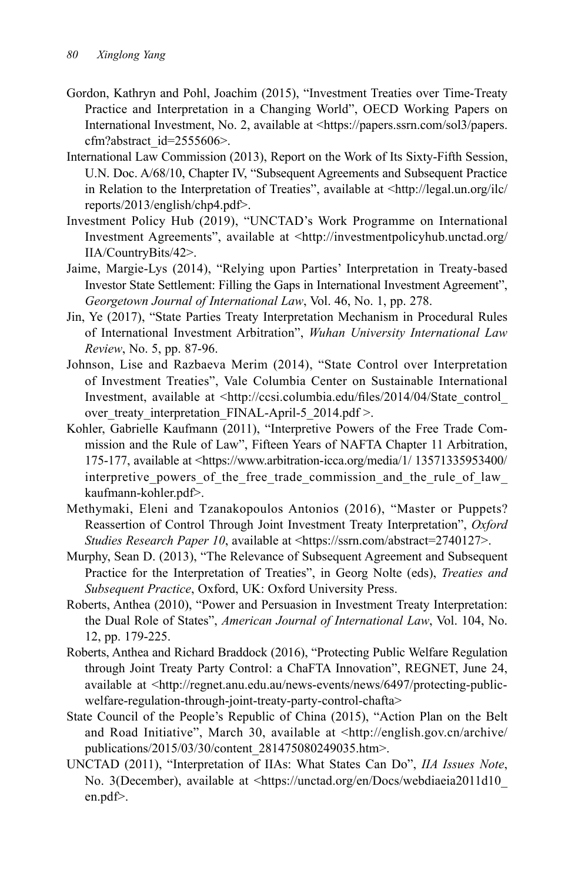Gordon, Kathryn and Pohl, Joachim (2015), "Investment Treaties over Time-Treaty Practice and Interpretation in a Changing World", OECD Working Papers on International Investment, No. 2, available at <https://papers.ssrn.com/sol3/papers.cfm?abstract_id=2555606>.

International Law Commission (2013), Report on the Work of Its Sixty-Fifth Session, U.N. Doc. A/68/10, Chapter IV, "Subsequent Agreements and Subsequent Practice in Relation to the Interpretation of Treaties", available at <http://legal.un.org/ilc/reports/2013/english/chp4.pdf>.

Investment Policy Hub (2019), "UNCTAD's Work Programme on International Investment Agreements", available at <http://investmentpolicyhub.unctad.org/IIA/CountryBits/42>.

Jaime, Margie-Lys (2014), "Relying upon Parties' Interpretation in Treaty-based Investor State Settlement: Filling the Gaps in International Investment Agreement", *Georgetown Journal of International Law*, Vol. 46, No. 1, pp. 278.

Jin, Ye (2017), "State Parties Treaty Interpretation Mechanism in Procedural Rules of International Investment Arbitration", *Wuhan University International Law Review*, No. 5, pp. 87-96.

Johnson, Lise and Razbaeva Merim (2014), "State Control over Interpretation of Investment Treaties", Vale Columbia Center on Sustainable International Investment, available at <http://ccsi.columbia.edu/files/2014/04/State_control_over_treaty_interpretation_FINAL-April-5_2014.pdf >.

Kohler, Gabrielle Kaufmann (2011), "Interpretive Powers of the Free Trade Commission and the Rule of Law", Fifteen Years of NAFTA Chapter 11 Arbitration, 175-177, available at <https://www.arbitration-icca.org/media/1/ 13571335953400/interpretive_powers_of_the_free_trade_commission_and_the_rule_of_law_kaufmann-kohler.pdf>.

Methymaki, Eleni and Tzanakopoulos Antonios (2016), "Master or Puppets? Reassertion of Control Through Joint Investment Treaty Interpretation", *Oxford Studies Research Paper 10*, available at <https://ssrn.com/abstract=2740127>.

Murphy, Sean D. (2013), "The Relevance of Subsequent Agreement and Subsequent Practice for the Interpretation of Treaties", in Georg Nolte (eds), *Treaties and Subsequent Practice*, Oxford, UK: Oxford University Press.

Roberts, Anthea (2010), "Power and Persuasion in Investment Treaty Interpretation: the Dual Role of States", *American Journal of International Law*, Vol. 104, No. 12, pp. 179-225.

Roberts, Anthea and Richard Braddock (2016), "Protecting Public Welfare Regulation through Joint Treaty Party Control: a ChaFTA Innovation", REGNET, June 24, available at <http://regnet.anu.edu.au/news-events/news/6497/protecting-public-welfare-regulation-through-joint-treaty-party-control-chafta>

State Council of the People's Republic of China (2015), "Action Plan on the Belt and Road Initiative", March 30, available at <http://english.gov.cn/archive/publications/2015/03/30/content_281475080249035.htm>.

UNCTAD (2011), "Interpretation of IIAs: What States Can Do", *IIA Issues Note*, No. 3(December), available at <https://unctad.org/en/Docs/webdiaeia2011d10_en.pdf>.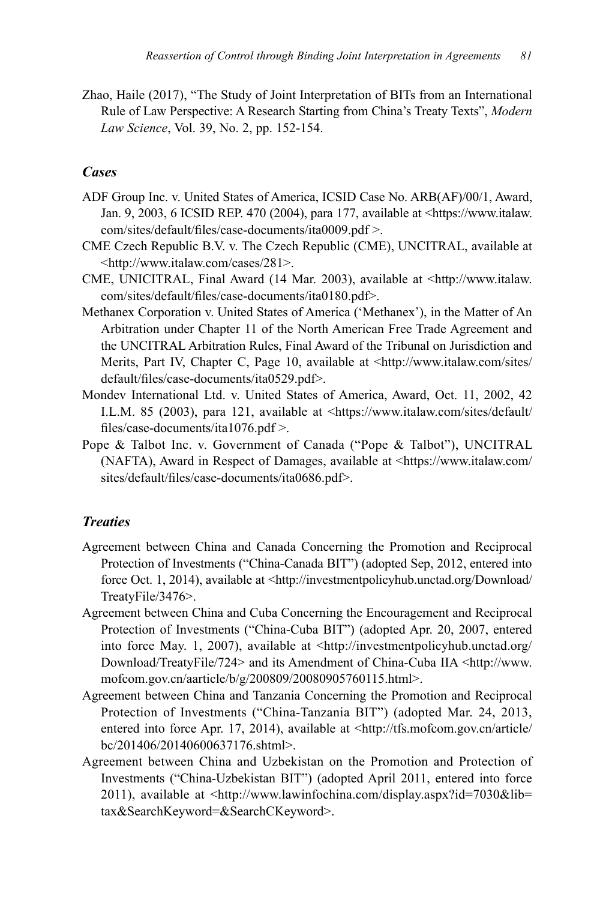Zhao, Haile (2017), "The Study of Joint Interpretation of BITs from an International Rule of Law Perspective: A Research Starting from China's Treaty Texts", *Modern Law Science*, Vol. 39, No. 2, pp. 152-154.

### *Cases*

ADF Group Inc. v. United States of America, ICSID Case No. ARB(AF)/00/1, Award, Jan. 9, 2003, 6 ICSID REP. 470 (2004), para 177, available at <https://www.italaw.com/sites/default/files/case-documents/ita0009.pdf >.

CME Czech Republic B.V. v. The Czech Republic (CME), UNCITRAL, available at <http://www.italaw.com/cases/281>.

CME, UNICITRAL, Final Award (14 Mar. 2003), available at <http://www.italaw.com/sites/default/files/case-documents/ita0180.pdf>.

Methanex Corporation v. United States of America ('Methanex'), in the Matter of An Arbitration under Chapter 11 of the North American Free Trade Agreement and the UNCITRAL Arbitration Rules, Final Award of the Tribunal on Jurisdiction and Merits, Part IV, Chapter C, Page 10, available at <http://www.italaw.com/sites/default/files/case-documents/ita0529.pdf>.

Mondev International Ltd. v. United States of America, Award, Oct. 11, 2002, 42 I.L.M. 85 (2003), para 121, available at <https://www.italaw.com/sites/default/files/case-documents/ita1076.pdf >.

Pope & Talbot Inc. v. Government of Canada ("Pope & Talbot"), UNCITRAL (NAFTA), Award in Respect of Damages, available at <https://www.italaw.com/sites/default/files/case-documents/ita0686.pdf>.

### *Treaties*

Agreement between China and Canada Concerning the Promotion and Reciprocal Protection of Investments ("China-Canada BIT") (adopted Sep, 2012, entered into force Oct. 1, 2014), available at <http://investmentpolicyhub.unctad.org/Download/TreatyFile/3476>.

Agreement between China and Cuba Concerning the Encouragement and Reciprocal Protection of Investments ("China-Cuba BIT") (adopted Apr. 20, 2007, entered into force May. 1, 2007), available at <http://investmentpolicyhub.unctad.org/Download/TreatyFile/724> and its Amendment of China-Cuba IIA <http://www.mofcom.gov.cn/aarticle/b/g/200809/20080905760115.html>.

Agreement between China and Tanzania Concerning the Promotion and Reciprocal Protection of Investments ("China-Tanzania BIT") (adopted Mar. 24, 2013, entered into force Apr. 17, 2014), available at <http://tfs.mofcom.gov.cn/article/bc/201406/20140600637176.shtml>.

Agreement between China and Uzbekistan on the Promotion and Protection of Investments ("China-Uzbekistan BIT") (adopted April 2011, entered into force 2011), available at <http://www.lawinfochina.com/display.aspx?id=7030&lib=tax&SearchKeyword=&SearchCKeyword>.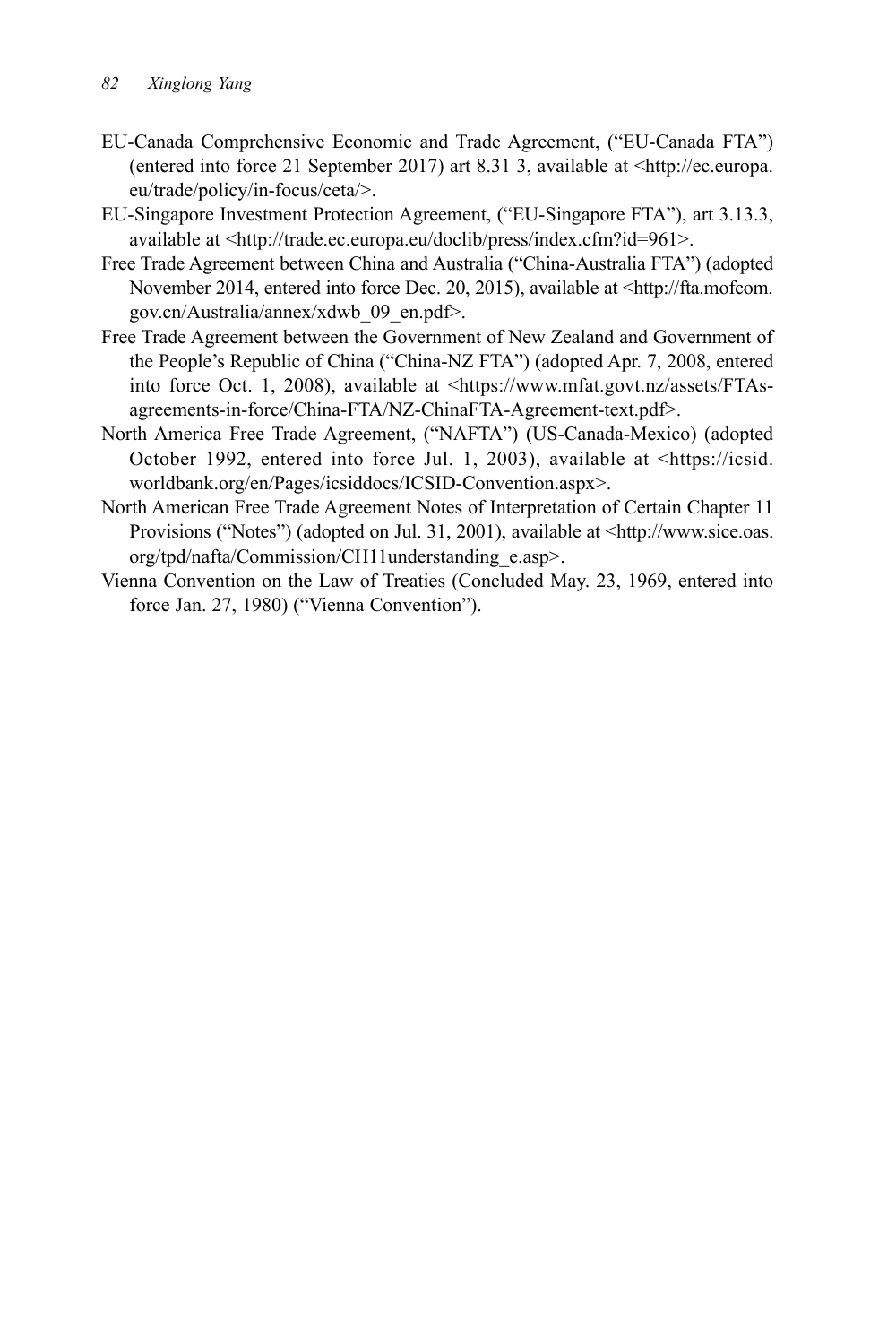EU-Canada Comprehensive Economic and Trade Agreement, ("EU-Canada FTA") (entered into force 21 September 2017) art 8.31 3, available at <http://ec.europa.eu/trade/policy/in-focus/ceta/>.

EU-Singapore Investment Protection Agreement, ("EU-Singapore FTA"), art 3.13.3, available at <http://trade.ec.europa.eu/doclib/press/index.cfm?id=961>.

Free Trade Agreement between China and Australia ("China-Australia FTA") (adopted November 2014, entered into force Dec. 20, 2015), available at <http://fta.mofcom.gov.cn/Australia/annex/xdwb_09_en.pdf>.

Free Trade Agreement between the Government of New Zealand and Government of the People's Republic of China ("China-NZ FTA") (adopted Apr. 7, 2008, entered into force Oct. 1, 2008), available at <https://www.mfat.govt.nz/assets/FTAs-agreements-in-force/China-FTA/NZ-ChinaFTA-Agreement-text.pdf>.

North America Free Trade Agreement, ("NAFTA") (US-Canada-Mexico) (adopted October 1992, entered into force Jul. 1, 2003), available at <https://icsid.worldbank.org/en/Pages/icsiddocs/ICSID-Convention.aspx>.

North American Free Trade Agreement Notes of Interpretation of Certain Chapter 11 Provisions ("Notes") (adopted on Jul. 31, 2001), available at <http://www.sice.oas.org/tpd/nafta/Commission/CH11understanding_e.asp>.

Vienna Convention on the Law of Treaties (Concluded May. 23, 1969, entered into force Jan. 27, 1980) ("Vienna Convention").